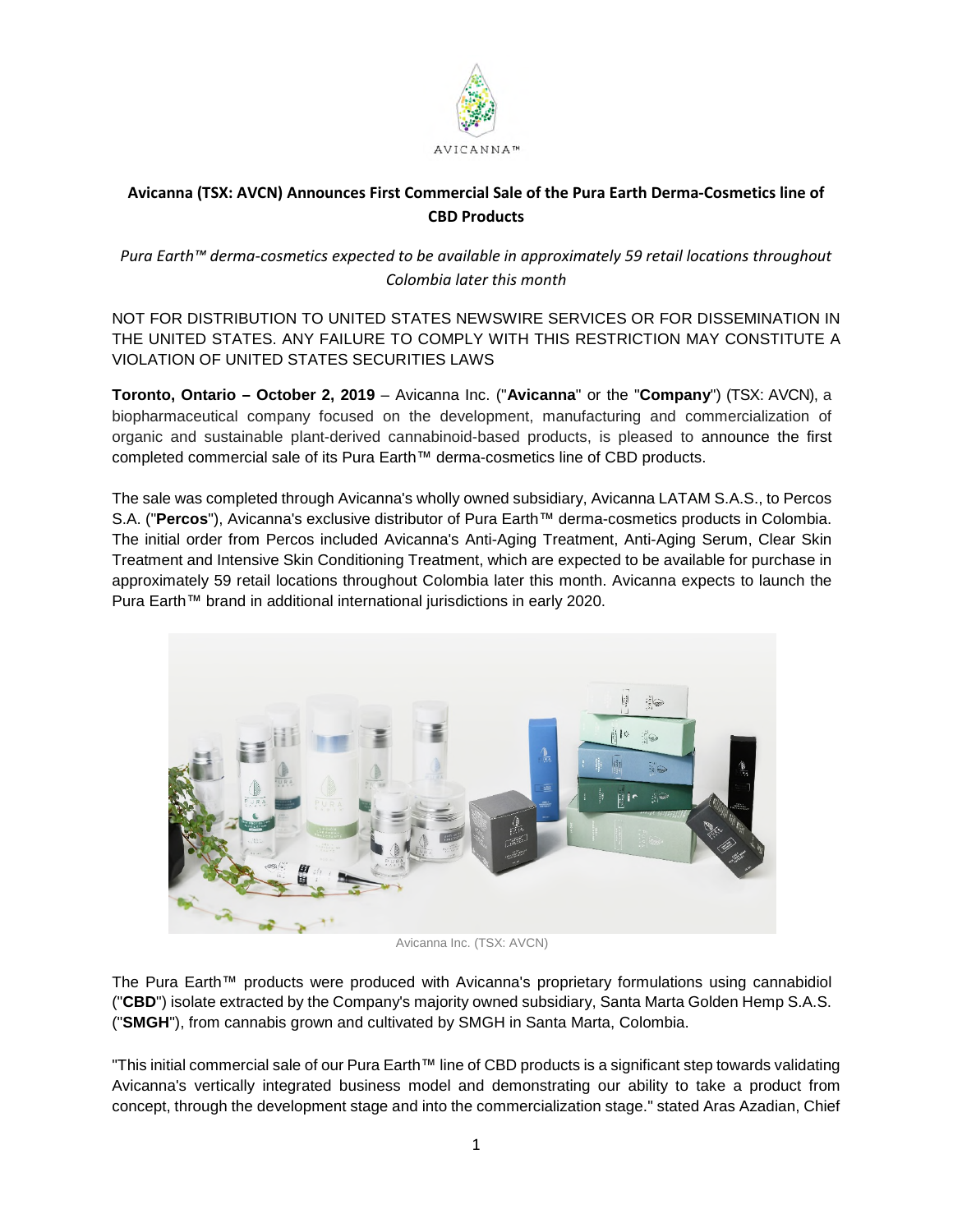AVICANNA™

## Avicanna (TSX: AVCN) Announces First Commercial Sale of the Pura Earth Derma-Cosmetics line of CBD Products

*Pura Earth™ derma-cosmetics expected to be available in approximately 59 retail locations throughout Colombia later this month*

NOT FOR DISTRIBUTION TO UNITED STATES NEWSWIRE SERVICES OR FOR DISSEMINATION IN THE UNITED STATES. ANY FAILURE TO COMPLY WITH THIS RESTRICTION MAY CONSTITUTE A VIOLATION OF UNITED STATES SECURITIES LAWS

**Toronto, Ontario – October 2, 2019** – Avicanna Inc. ("**Avicanna**" or the "**Company**") (TSX: AVCN), a biopharmaceutical company focused on the development, manufacturing and commercialization of organic and sustainable plant-derived cannabinoid-based products, is pleased to announce the first completed commercial sale of its Pura Earth™ derma-cosmetics line of CBD products.

The sale was completed through Avicanna's wholly owned subsidiary, Avicanna LATAM S.A.S., to Percos S.A. ("**Percos**"), Avicanna's exclusive distributor of Pura Earth™ derma-cosmetics products in Colombia. The initial order from Percos included Avicanna's Anti-Aging Treatment, Anti-Aging Serum, Clear Skin Treatment and Intensive Skin Conditioning Treatment, which are expected to be available for purchase in approximately 59 retail locations throughout Colombia later this month. Avicanna expects to launch the Pura Earth™ brand in additional international jurisdictions in early 2020.

Avicanna Inc. (TSX: AVCN)

The Pura Earth™ products were produced with Avicanna's proprietary formulations using cannabidiol ("**CBD**") isolate extracted by the Company's majority owned subsidiary, Santa Marta Golden Hemp S.A.S. ("**SMGH**"), from cannabis grown and cultivated by SMGH in Santa Marta, Colombia.

"This initial commercial sale of our Pura Earth™ line of CBD products is a significant step towards validating Avicanna's vertically integrated business model and demonstrating our ability to take a product from concept, through the development stage and into the commercialization stage." stated Aras Azadian, Chief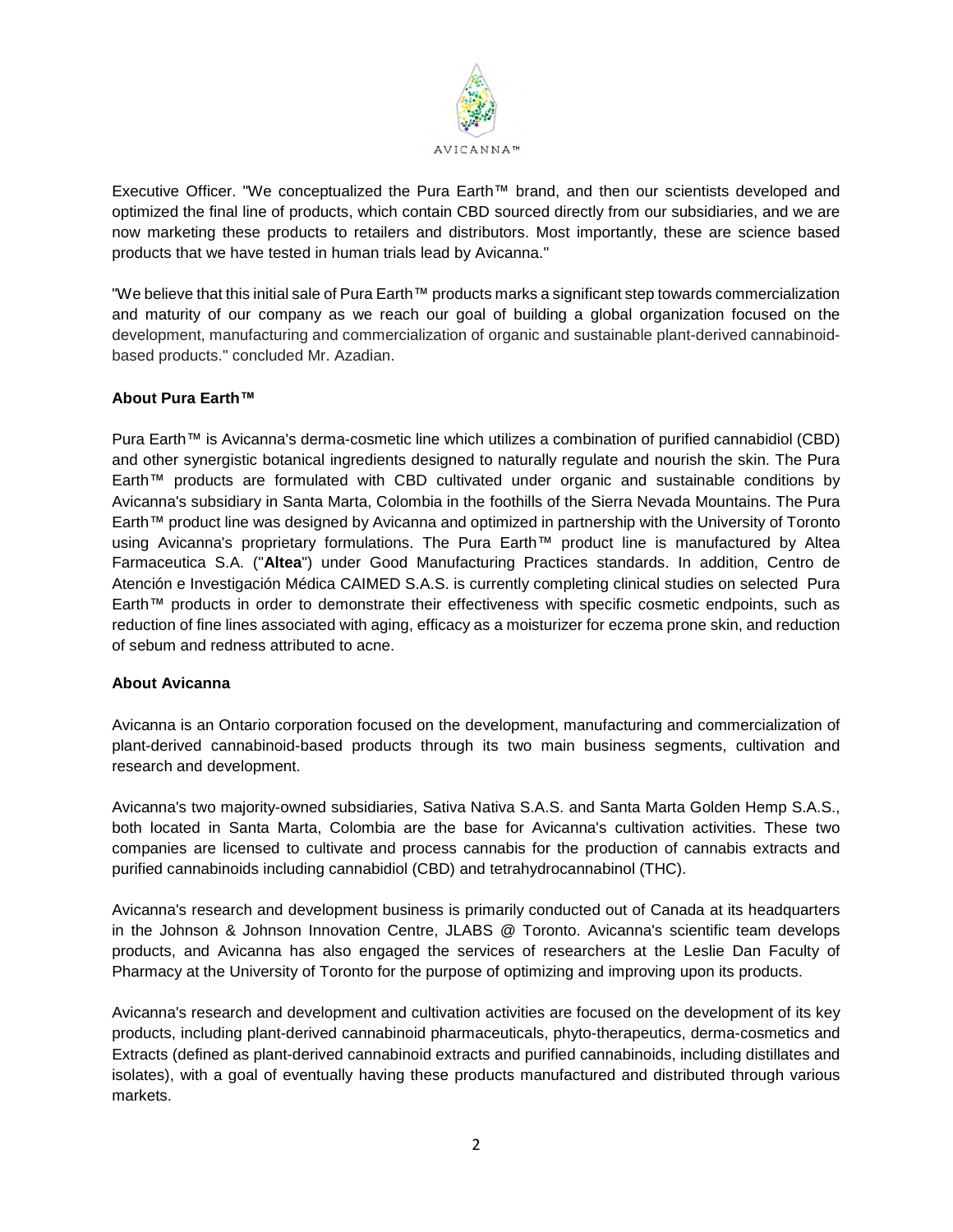Executive Officer. "We conceptualized the Pura Earth™ brand, and then our scientists developed and optimized the final line of products, which contain CBD sourced directly from our subsidiaries, and we are now marketing these products to retailers and distributors. Most importantly, these are science based products that we have tested in human trials lead by Avicanna."

"We believe that this initial sale of Pura Earth™ products marks a significant step towards commercialization and maturity of our company as we reach our goal of building a global organization focused on the development, manufacturing and commercialization of organic and sustainable plant-derived cannabinoid-based products." concluded Mr. Azadian.

**About Pura Earth™**

Pura Earth™ is Avicanna's derma-cosmetic line which utilizes a combination of purified cannabidiol (CBD) and other synergistic botanical ingredients designed to naturally regulate and nourish the skin. The Pura Earth™ products are formulated with CBD cultivated under organic and sustainable conditions by Avicanna's subsidiary in Santa Marta, Colombia in the foothills of the Sierra Nevada Mountains. The Pura Earth™ product line was designed by Avicanna and optimized in partnership with the University of Toronto using Avicanna's proprietary formulations. The Pura Earth™ product line is manufactured by Altea Farmaceutica S.A. ("**Altea**") under Good Manufacturing Practices standards. In addition, Centro de Atención e Investigación Médica CAIMED S.A.S. is currently completing clinical studies on selected Pura Earth™ products in order to demonstrate their effectiveness with specific cosmetic endpoints, such as reduction of fine lines associated with aging, efficacy as a moisturizer for eczema prone skin, and reduction of sebum and redness attributed to acne.

**About Avicanna**

Avicanna is an Ontario corporation focused on the development, manufacturing and commercialization of plant-derived cannabinoid-based products through its two main business segments, cultivation and research and development.

Avicanna's two majority-owned subsidiaries, Sativa Nativa S.A.S. and Santa Marta Golden Hemp S.A.S., both located in Santa Marta, Colombia are the base for Avicanna's cultivation activities. These two companies are licensed to cultivate and process cannabis for the production of cannabis extracts and purified cannabinoids including cannabidiol (CBD) and tetrahydrocannabinol (THC).

Avicanna's research and development business is primarily conducted out of Canada at its headquarters in the Johnson & Johnson Innovation Centre, JLABS @ Toronto. Avicanna's scientific team develops products, and Avicanna has also engaged the services of researchers at the Leslie Dan Faculty of Pharmacy at the University of Toronto for the purpose of optimizing and improving upon its products.

Avicanna's research and development and cultivation activities are focused on the development of its key products, including plant-derived cannabinoid pharmaceuticals, phyto-therapeutics, derma-cosmetics and Extracts (defined as plant-derived cannabinoid extracts and purified cannabinoids, including distillates and isolates), with a goal of eventually having these products manufactured and distributed through various markets.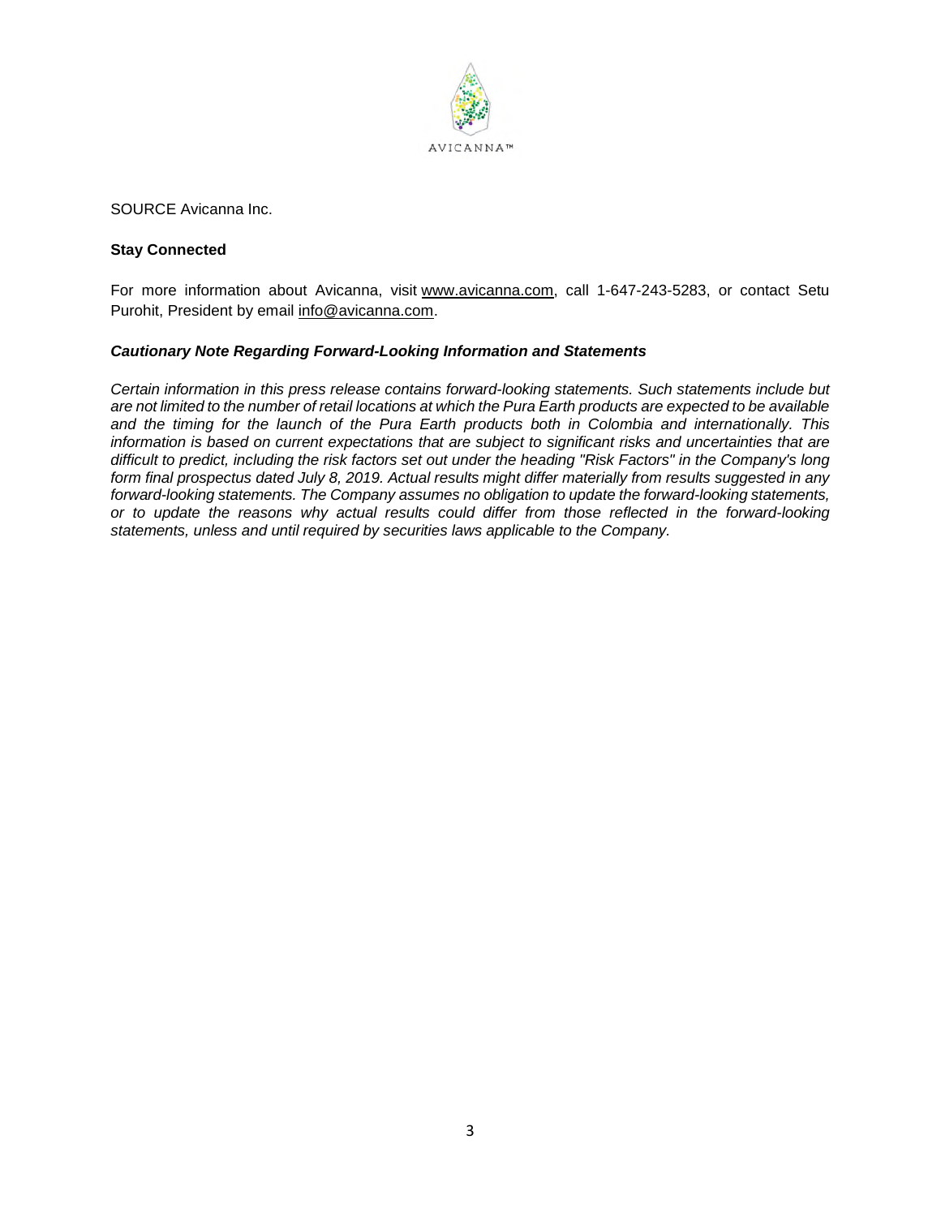SOURCE Avicanna Inc.

**Stay Connected**

For more information about Avicanna, visit www.avicanna.com, call 1-647-243-5283, or contact Setu Purohit, President by email info@avicanna.com.

***Cautionary Note Regarding Forward-Looking Information and Statements***

*Certain information in this press release contains forward-looking statements. Such statements include but are not limited to the number of retail locations at which the Pura Earth products are expected to be available and the timing for the launch of the Pura Earth products both in Colombia and internationally. This information is based on current expectations that are subject to significant risks and uncertainties that are difficult to predict, including the risk factors set out under the heading "Risk Factors" in the Company's long form final prospectus dated July 8, 2019. Actual results might differ materially from results suggested in any forward-looking statements. The Company assumes no obligation to update the forward-looking statements, or to update the reasons why actual results could differ from those reflected in the forward-looking statements, unless and until required by securities laws applicable to the Company.*